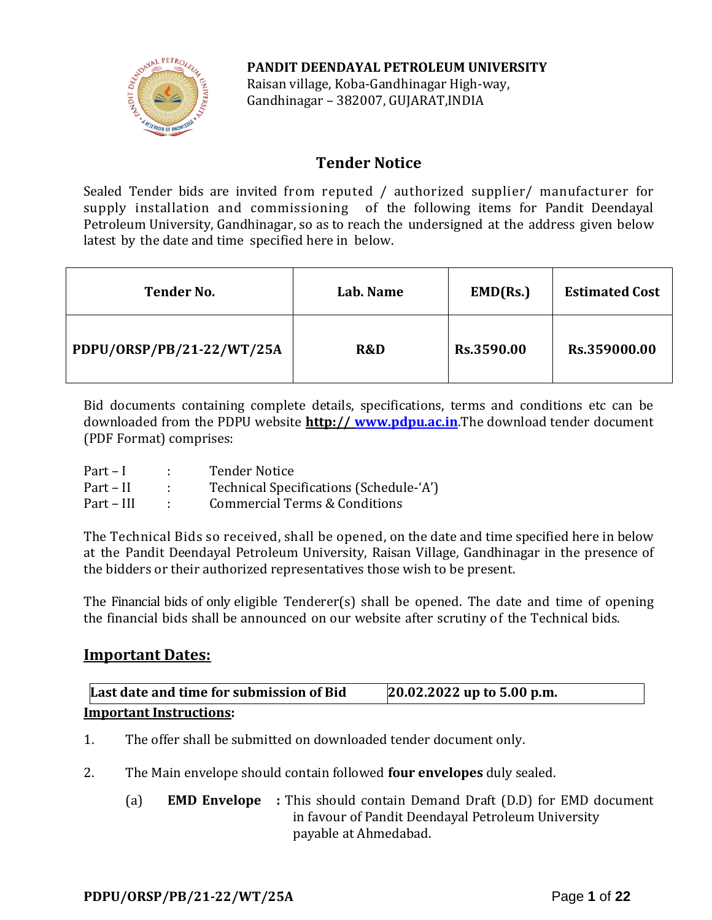**PANDIT DEENDAYAL PETROLEUM UNIVERSITY**
Raisan village, Koba-Gandhinagar High-way,
Gandhinagar – 382007, GUJARAT,INDIA

# Tender Notice

Sealed Tender bids are invited from reputed / authorized supplier/ manufacturer for supply installation and commissioning of the following items for Pandit Deendayal Petroleum University, Gandhinagar, so as to reach the undersigned at the address given below latest by the date and time specified here in below.

| Tender No. | Lab. Name | EMD(Rs.) | Estimated Cost |
|---|---|---|---|
| **PDPU/ORSP/PB/21-22/WT/25A** | **R&D** | **Rs.3590.00** | **Rs.359000.00** |

Bid documents containing complete details, specifications, terms and conditions etc can be downloaded from the PDPU website **http:// www.pdpu.ac.in**.The download tender document (PDF Format) comprises:

Part – I : Tender Notice
Part – II : Technical Specifications (Schedule-'A')
Part – III : Commercial Terms & Conditions

The Technical Bids so received, shall be opened, on the date and time specified here in below at the Pandit Deendayal Petroleum University, Raisan Village, Gandhinagar in the presence of the bidders or their authorized representatives those wish to be present.

The Financial bids of only eligible Tenderer(s) shall be opened. The date and time of opening the financial bids shall be announced on our website after scrutiny of the Technical bids.

## Important Dates:

| Last date and time for submission of Bid | 20.02.2022 up to 5.00 p.m. |
|---|---|

**Important Instructions:**

1. The offer shall be submitted on downloaded tender document only.

2. The Main envelope should contain followed **four envelopes** duly sealed.

   (a) **EMD Envelope** : This should contain Demand Draft (D.D) for EMD document in favour of Pandit Deendayal Petroleum University payable at Ahmedabad.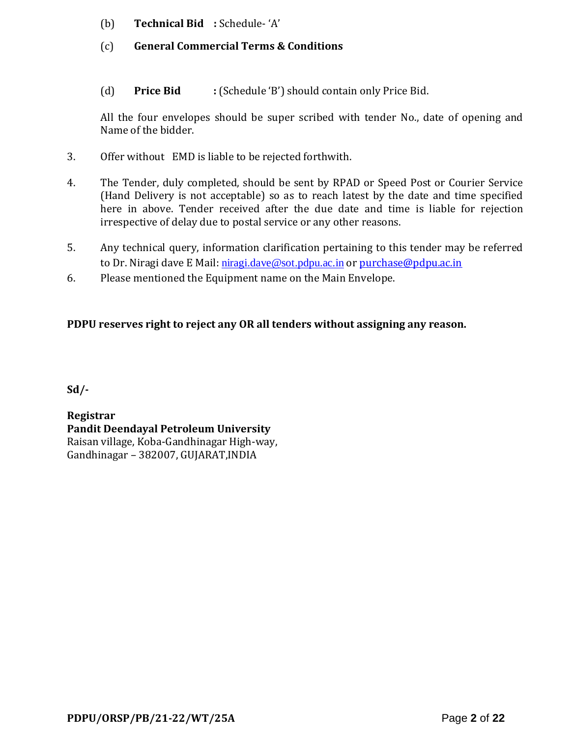(b) **Technical Bid :** Schedule- 'A'

(c) **General Commercial Terms & Conditions**

(d) **Price Bid :** (Schedule 'B') should contain only Price Bid.

All the four envelopes should be super scribed with tender No., date of opening and Name of the bidder.

3. Offer without EMD is liable to be rejected forthwith.

4. The Tender, duly completed, should be sent by RPAD or Speed Post or Courier Service (Hand Delivery is not acceptable) so as to reach latest by the date and time specified here in above. Tender received after the due date and time is liable for rejection irrespective of delay due to postal service or any other reasons.

5. Any technical query, information clarification pertaining to this tender may be referred to Dr. Niragi dave E Mail: niragi.dave@sot.pdpu.ac.in or purchase@pdpu.ac.in

6. Please mentioned the Equipment name on the Main Envelope.

**PDPU reserves right to reject any OR all tenders without assigning any reason.**

**Sd/-**

**Registrar**
**Pandit Deendayal Petroleum University**
Raisan village, Koba-Gandhinagar High-way,
Gandhinagar – 382007, GUJARAT,INDIA

**PDPU/ORSP/PB/21-22/WT/25A**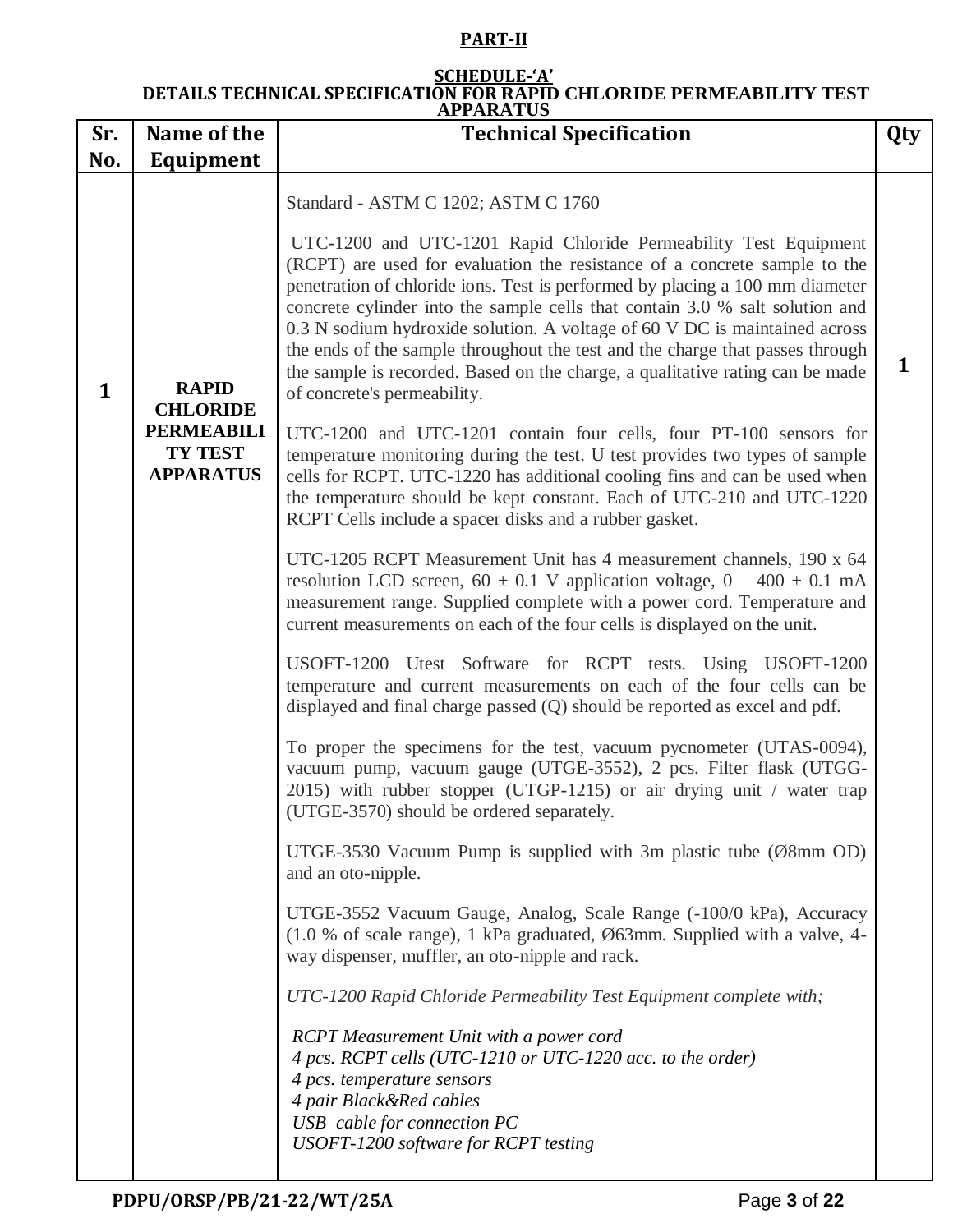## PART-II

### SCHEDULE-'A'
### DETAILS TECHNICAL SPECIFICATION FOR RAPID CHLORIDE PERMEABILITY TEST APPARATUS

| Sr. No. | Name of the Equipment | Technical Specification | Qty |
|---|---|---|---|
| 1 | **RAPID CHLORIDE PERMEABILITY TEST APPARATUS** | Standard - ASTM C 1202; ASTM C 1760<br><br>UTC-1200 and UTC-1201 Rapid Chloride Permeability Test Equipment (RCPT) are used for evaluation the resistance of a concrete sample to the penetration of chloride ions. Test is performed by placing a 100 mm diameter concrete cylinder into the sample cells that contain 3.0 % salt solution and 0.3 N sodium hydroxide solution. A voltage of 60 V DC is maintained across the ends of the sample throughout the test and the charge that passes through the sample is recorded. Based on the charge, a qualitative rating can be made of concrete's permeability.<br><br>UTC-1200 and UTC-1201 contain four cells, four PT-100 sensors for temperature monitoring during the test. U test provides two types of sample cells for RCPT. UTC-1220 has additional cooling fins and can be used when the temperature should be kept constant. Each of UTC-210 and UTC-1220 RCPT Cells include a spacer disks and a rubber gasket.<br><br>UTC-1205 RCPT Measurement Unit has 4 measurement channels, 190 x 64 resolution LCD screen, 60 ± 0.1 V application voltage, 0 – 400 ± 0.1 mA measurement range. Supplied complete with a power cord. Temperature and current measurements on each of the four cells is displayed on the unit.<br><br>USOFT-1200 Utest Software for RCPT tests. Using USOFT-1200 temperature and current measurements on each of the four cells can be displayed and final charge passed (Q) should be reported as excel and pdf.<br><br>To proper the specimens for the test, vacuum pycnometer (UTAS-0094), vacuum pump, vacuum gauge (UTGE-3552), 2 pcs. Filter flask (UTGG-2015) with rubber stopper (UTGP-1215) or air drying unit / water trap (UTGE-3570) should be ordered separately.<br><br>UTGE-3530 Vacuum Pump is supplied with 3m plastic tube (Ø8mm OD) and an oto-nipple.<br><br>UTGE-3552 Vacuum Gauge, Analog, Scale Range (-100/0 kPa), Accuracy (1.0 % of scale range), 1 kPa graduated, Ø63mm. Supplied with a valve, 4-way dispenser, muffler, an oto-nipple and rack.<br><br>*UTC-1200 Rapid Chloride Permeability Test Equipment complete with;*<br><br>*RCPT Measurement Unit with a power cord*<br>*4 pcs. RCPT cells (UTC-1210 or UTC-1220 acc. to the order)*<br>*4 pcs. temperature sensors*<br>*4 pair Black&Red cables*<br>*USB cable for connection PC*<br>*USOFT-1200 software for RCPT testing* | 1 |

PDPU/ORSP/PB/21-22/WT/25A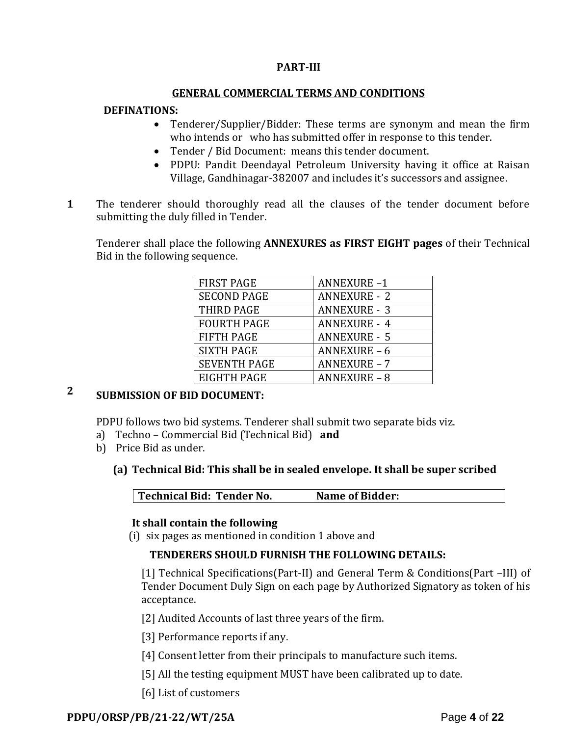**PART-III**

**GENERAL COMMERCIAL TERMS AND CONDITIONS**

**DEFINATIONS:**

- Tenderer/Supplier/Bidder: These terms are synonym and mean the firm who intends or who has submitted offer in response to this tender.
- Tender / Bid Document: means this tender document.
- PDPU: Pandit Deendayal Petroleum University having it office at Raisan Village, Gandhinagar-382007 and includes it's successors and assignee.

**1** The tenderer should thoroughly read all the clauses of the tender document before submitting the duly filled in Tender.

Tenderer shall place the following **ANNEXURES as FIRST EIGHT pages** of their Technical Bid in the following sequence.

| | |
|---|---|
| FIRST PAGE | ANNEXURE –1 |
| SECOND PAGE | ANNEXURE - 2 |
| THIRD PAGE | ANNEXURE - 3 |
| FOURTH PAGE | ANNEXURE - 4 |
| FIFTH PAGE | ANNEXURE - 5 |
| SIXTH PAGE | ANNEXURE – 6 |
| SEVENTH PAGE | ANNEXURE – 7 |
| EIGHTH PAGE | ANNEXURE – 8 |

**2** **SUBMISSION OF BID DOCUMENT:**

PDPU follows two bid systems. Tenderer shall submit two separate bids viz.

a) Techno – Commercial Bid (Technical Bid) **and**
b) Price Bid as under.

**(a) Technical Bid: This shall be in sealed envelope. It shall be super scribed**

| **Technical Bid: Tender No.** | **Name of Bidder:** |
|---|---|

**It shall contain the following**

(i) six pages as mentioned in condition 1 above and

**TENDERERS SHOULD FURNISH THE FOLLOWING DETAILS:**

[1] Technical Specifications(Part-II) and General Term & Conditions(Part –III) of Tender Document Duly Sign on each page by Authorized Signatory as token of his acceptance.

[2] Audited Accounts of last three years of the firm.

[3] Performance reports if any.

[4] Consent letter from their principals to manufacture such items.

[5] All the testing equipment MUST have been calibrated up to date.

[6] List of customers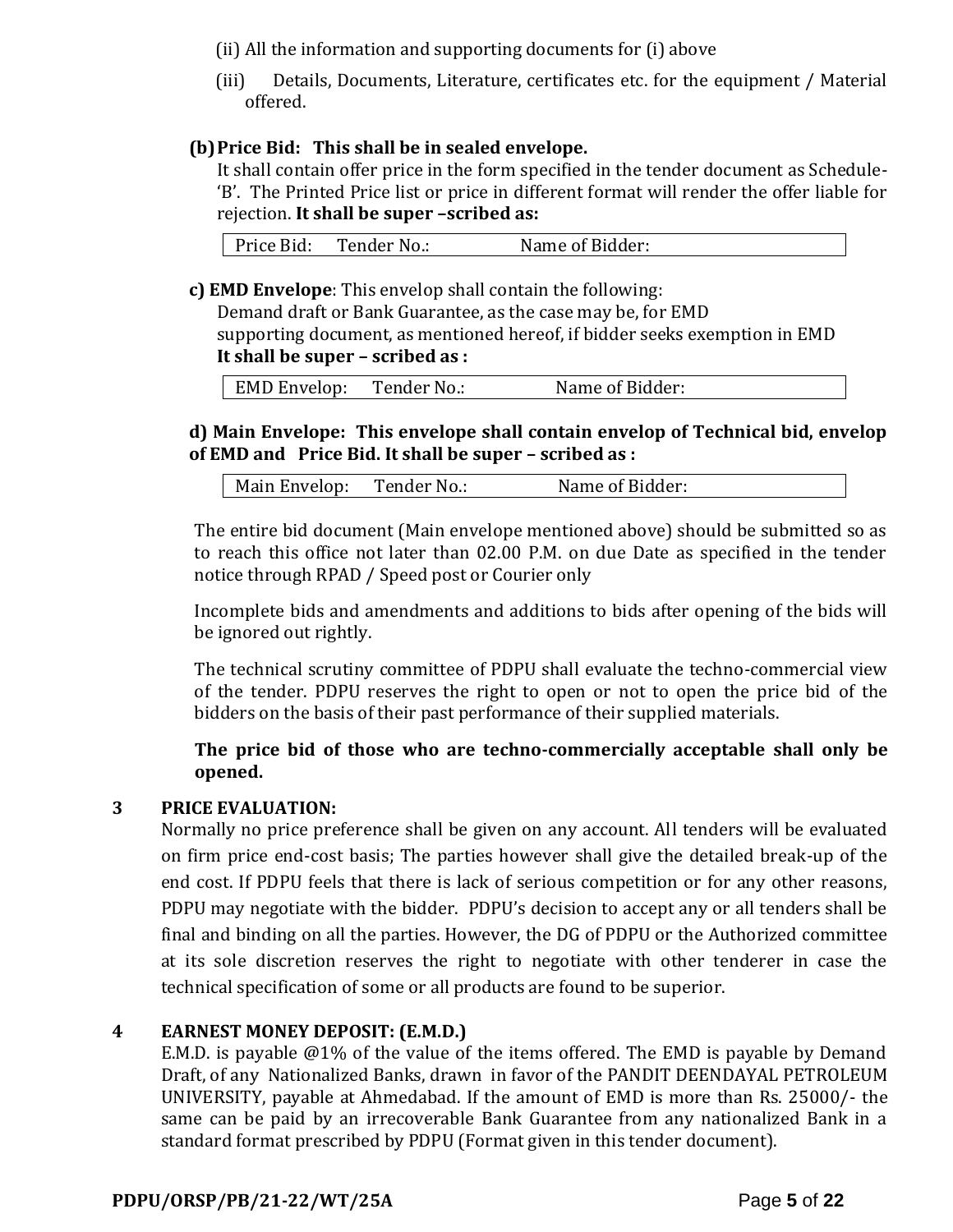(ii) All the information and supporting documents for (i) above

(iii) Details, Documents, Literature, certificates etc. for the equipment / Material offered.

**(b) Price Bid: This shall be in sealed envelope.**

It shall contain offer price in the form specified in the tender document as Schedule-'B'. The Printed Price list or price in different format will render the offer liable for rejection. **It shall be super –scribed as:**

| Price Bid: Tender No.: Name of Bidder: |
|---|

**c) EMD Envelope**: This envelop shall contain the following:

Demand draft or Bank Guarantee, as the case may be, for EMD

supporting document, as mentioned hereof, if bidder seeks exemption in EMD

**It shall be super – scribed as :**

| EMD Envelop: Tender No.: Name of Bidder: |
|---|

**d) Main Envelope: This envelope shall contain envelop of Technical bid, envelop of EMD and Price Bid. It shall be super – scribed as :**

| Main Envelop: Tender No.: Name of Bidder: |
|---|

The entire bid document (Main envelope mentioned above) should be submitted so as to reach this office not later than 02.00 P.M. on due Date as specified in the tender notice through RPAD / Speed post or Courier only

Incomplete bids and amendments and additions to bids after opening of the bids will be ignored out rightly.

The technical scrutiny committee of PDPU shall evaluate the techno-commercial view of the tender. PDPU reserves the right to open or not to open the price bid of the bidders on the basis of their past performance of their supplied materials.

**The price bid of those who are techno-commercially acceptable shall only be opened.**

## 3 PRICE EVALUATION:

Normally no price preference shall be given on any account. All tenders will be evaluated on firm price end-cost basis; The parties however shall give the detailed break-up of the end cost. If PDPU feels that there is lack of serious competition or for any other reasons, PDPU may negotiate with the bidder. PDPU's decision to accept any or all tenders shall be final and binding on all the parties. However, the DG of PDPU or the Authorized committee at its sole discretion reserves the right to negotiate with other tenderer in case the technical specification of some or all products are found to be superior.

## 4 EARNEST MONEY DEPOSIT: (E.M.D.)

E.M.D. is payable @1% of the value of the items offered. The EMD is payable by Demand Draft, of any Nationalized Banks, drawn in favor of the PANDIT DEENDAYAL PETROLEUM UNIVERSITY, payable at Ahmedabad. If the amount of EMD is more than Rs. 25000/- the same can be paid by an irrecoverable Bank Guarantee from any nationalized Bank in a standard format prescribed by PDPU (Format given in this tender document).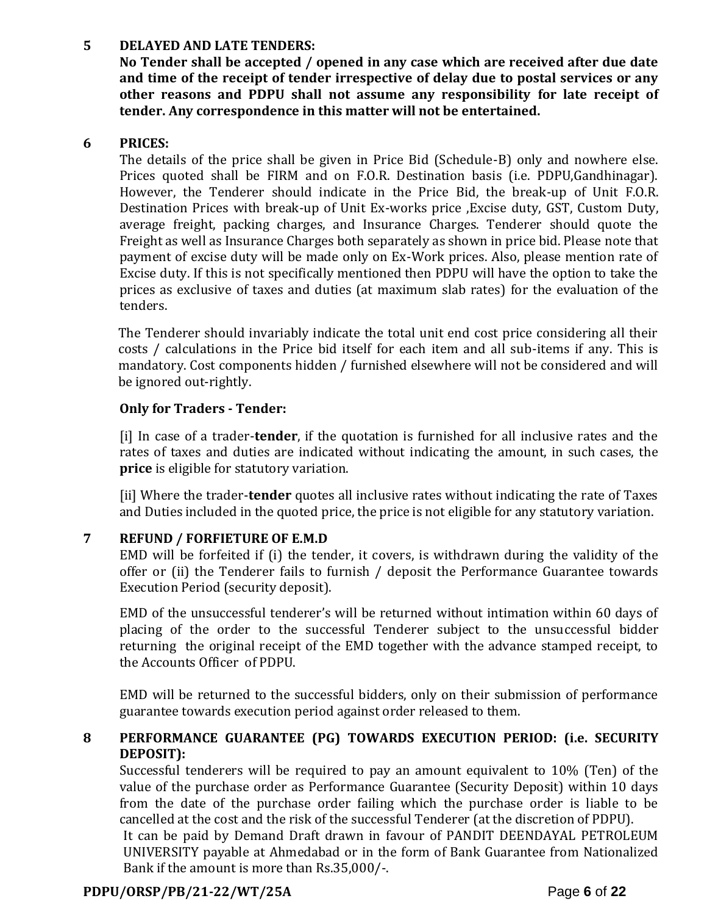## 5 DELAYED AND LATE TENDERS:

**No Tender shall be accepted / opened in any case which are received after due date and time of the receipt of tender irrespective of delay due to postal services or any other reasons and PDPU shall not assume any responsibility for late receipt of tender. Any correspondence in this matter will not be entertained.**

## 6 PRICES:

The details of the price shall be given in Price Bid (Schedule-B) only and nowhere else. Prices quoted shall be FIRM and on F.O.R. Destination basis (i.e. PDPU,Gandhinagar). However, the Tenderer should indicate in the Price Bid, the break-up of Unit F.O.R. Destination Prices with break-up of Unit Ex-works price ,Excise duty, GST, Custom Duty, average freight, packing charges, and Insurance Charges. Tenderer should quote the Freight as well as Insurance Charges both separately as shown in price bid. Please note that payment of excise duty will be made only on Ex-Work prices. Also, please mention rate of Excise duty. If this is not specifically mentioned then PDPU will have the option to take the prices as exclusive of taxes and duties (at maximum slab rates) for the evaluation of the tenders.

The Tenderer should invariably indicate the total unit end cost price considering all their costs / calculations in the Price bid itself for each item and all sub-items if any. This is mandatory. Cost components hidden / furnished elsewhere will not be considered and will be ignored out-rightly.

**Only for Traders - Tender:**

[i] In case of a trader-**tender**, if the quotation is furnished for all inclusive rates and the rates of taxes and duties are indicated without indicating the amount, in such cases, the **price** is eligible for statutory variation.

[ii] Where the trader-**tender** quotes all inclusive rates without indicating the rate of Taxes and Duties included in the quoted price, the price is not eligible for any statutory variation.

## 7 REFUND / FORFIETURE OF E.M.D

EMD will be forfeited if (i) the tender, it covers, is withdrawn during the validity of the offer or (ii) the Tenderer fails to furnish / deposit the Performance Guarantee towards Execution Period (security deposit).

EMD of the unsuccessful tenderer's will be returned without intimation within 60 days of placing of the order to the successful Tenderer subject to the unsuccessful bidder returning the original receipt of the EMD together with the advance stamped receipt, to the Accounts Officer of PDPU.

EMD will be returned to the successful bidders, only on their submission of performance guarantee towards execution period against order released to them.

## 8 PERFORMANCE GUARANTEE (PG) TOWARDS EXECUTION PERIOD: (i.e. SECURITY DEPOSIT):

Successful tenderers will be required to pay an amount equivalent to 10% (Ten) of the value of the purchase order as Performance Guarantee (Security Deposit) within 10 days from the date of the purchase order failing which the purchase order is liable to be cancelled at the cost and the risk of the successful Tenderer (at the discretion of PDPU).

It can be paid by Demand Draft drawn in favour of PANDIT DEENDAYAL PETROLEUM UNIVERSITY payable at Ahmedabad or in the form of Bank Guarantee from Nationalized Bank if the amount is more than Rs.35,000/-.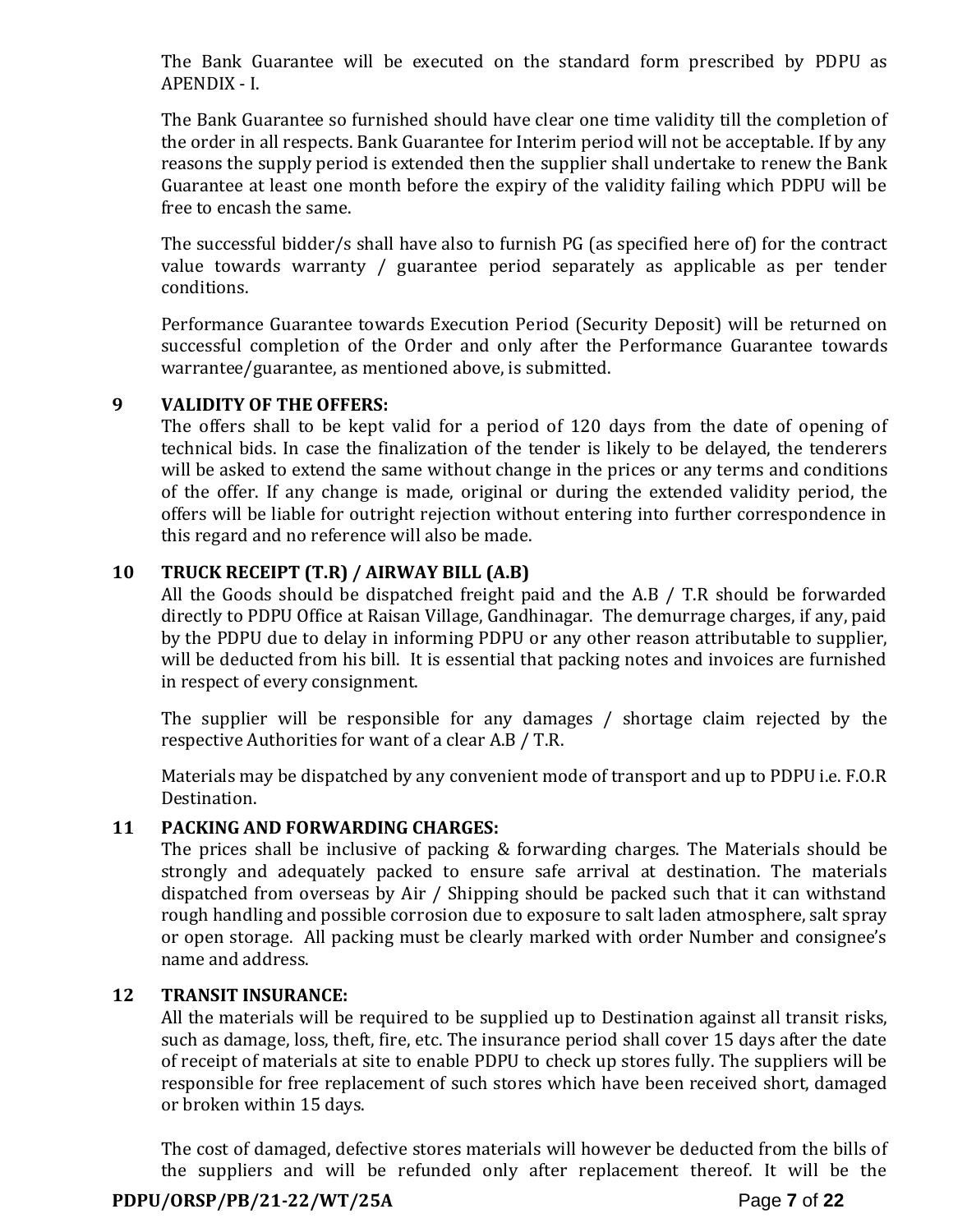The Bank Guarantee will be executed on the standard form prescribed by PDPU as APENDIX - I.

The Bank Guarantee so furnished should have clear one time validity till the completion of the order in all respects. Bank Guarantee for Interim period will not be acceptable. If by any reasons the supply period is extended then the supplier shall undertake to renew the Bank Guarantee at least one month before the expiry of the validity failing which PDPU will be free to encash the same.

The successful bidder/s shall have also to furnish PG (as specified here of) for the contract value towards warranty / guarantee period separately as applicable as per tender conditions.

Performance Guarantee towards Execution Period (Security Deposit) will be returned on successful completion of the Order and only after the Performance Guarantee towards warrantee/guarantee, as mentioned above, is submitted.

## 9 VALIDITY OF THE OFFERS:

The offers shall to be kept valid for a period of 120 days from the date of opening of technical bids. In case the finalization of the tender is likely to be delayed, the tenderers will be asked to extend the same without change in the prices or any terms and conditions of the offer. If any change is made, original or during the extended validity period, the offers will be liable for outright rejection without entering into further correspondence in this regard and no reference will also be made.

## 10 TRUCK RECEIPT (T.R) / AIRWAY BILL (A.B)

All the Goods should be dispatched freight paid and the A.B / T.R should be forwarded directly to PDPU Office at Raisan Village, Gandhinagar. The demurrage charges, if any, paid by the PDPU due to delay in informing PDPU or any other reason attributable to supplier, will be deducted from his bill. It is essential that packing notes and invoices are furnished in respect of every consignment.

The supplier will be responsible for any damages / shortage claim rejected by the respective Authorities for want of a clear A.B / T.R.

Materials may be dispatched by any convenient mode of transport and up to PDPU i.e. F.O.R Destination.

## 11 PACKING AND FORWARDING CHARGES:

The prices shall be inclusive of packing & forwarding charges. The Materials should be strongly and adequately packed to ensure safe arrival at destination. The materials dispatched from overseas by Air / Shipping should be packed such that it can withstand rough handling and possible corrosion due to exposure to salt laden atmosphere, salt spray or open storage. All packing must be clearly marked with order Number and consignee's name and address.

## 12 TRANSIT INSURANCE:

All the materials will be required to be supplied up to Destination against all transit risks, such as damage, loss, theft, fire, etc. The insurance period shall cover 15 days after the date of receipt of materials at site to enable PDPU to check up stores fully. The suppliers will be responsible for free replacement of such stores which have been received short, damaged or broken within 15 days.

The cost of damaged, defective stores materials will however be deducted from the bills of the suppliers and will be refunded only after replacement thereof. It will be the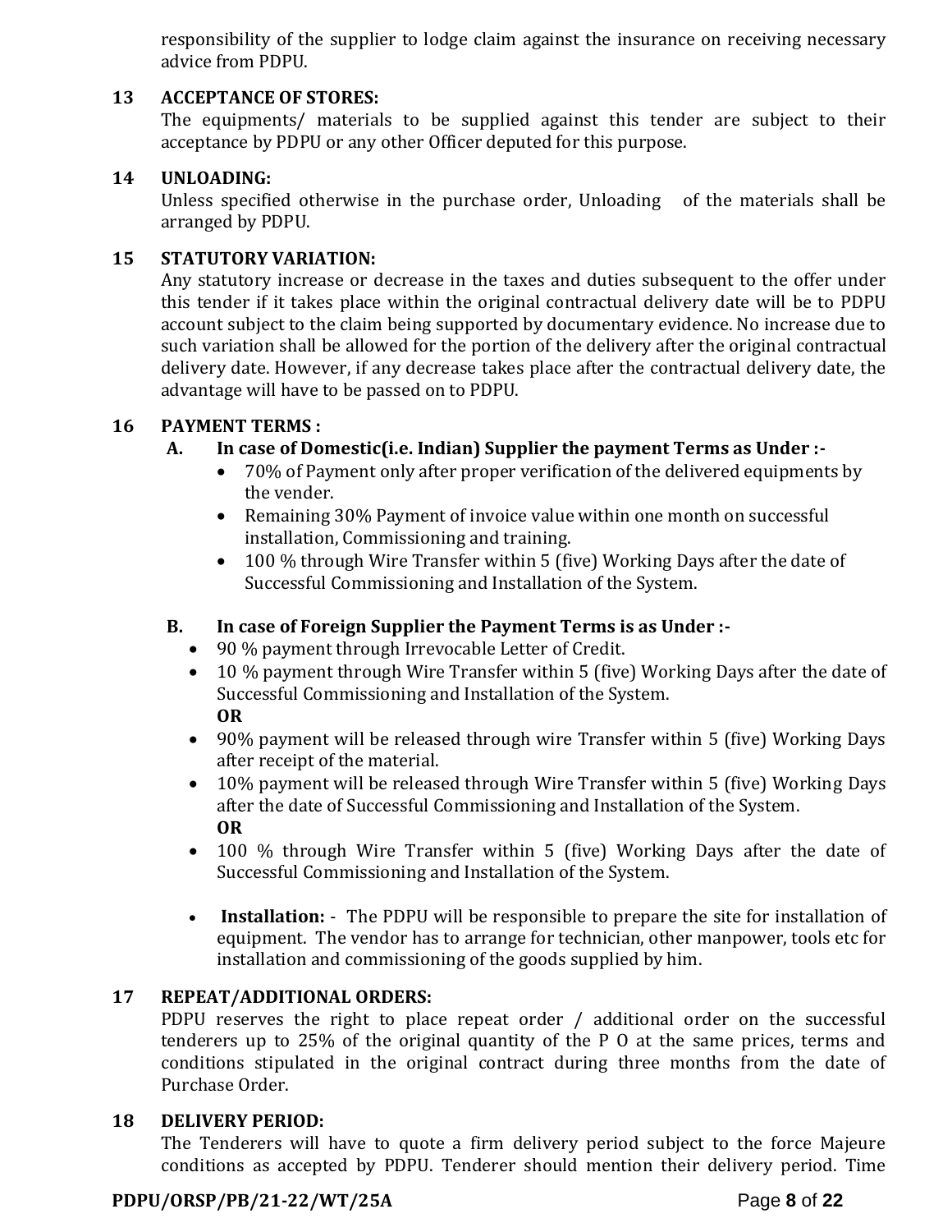responsibility of the supplier to lodge claim against the insurance on receiving necessary advice from PDPU.

**13 ACCEPTANCE OF STORES:**

The equipments/ materials to be supplied against this tender are subject to their acceptance by PDPU or any other Officer deputed for this purpose.

**14 UNLOADING:**

Unless specified otherwise in the purchase order, Unloading of the materials shall be arranged by PDPU.

**15 STATUTORY VARIATION:**

Any statutory increase or decrease in the taxes and duties subsequent to the offer under this tender if it takes place within the original contractual delivery date will be to PDPU account subject to the claim being supported by documentary evidence. No increase due to such variation shall be allowed for the portion of the delivery after the original contractual delivery date. However, if any decrease takes place after the contractual delivery date, the advantage will have to be passed on to PDPU.

**16 PAYMENT TERMS :**

**A. In case of Domestic(i.e. Indian) Supplier the payment Terms as Under :-**

- 70% of Payment only after proper verification of the delivered equipments by the vender.
- Remaining 30% Payment of invoice value within one month on successful installation, Commissioning and training.
- 100 % through Wire Transfer within 5 (five) Working Days after the date of Successful Commissioning and Installation of the System.

**B. In case of Foreign Supplier the Payment Terms is as Under :-**

- 90 % payment through Irrevocable Letter of Credit.
- 10 % payment through Wire Transfer within 5 (five) Working Days after the date of Successful Commissioning and Installation of the System.
  **OR**
- 90% payment will be released through wire Transfer within 5 (five) Working Days after receipt of the material.
- 10% payment will be released through Wire Transfer within 5 (five) Working Days after the date of Successful Commissioning and Installation of the System.
  **OR**
- 100 % through Wire Transfer within 5 (five) Working Days after the date of Successful Commissioning and Installation of the System.

- **Installation:** - The PDPU will be responsible to prepare the site for installation of equipment. The vendor has to arrange for technician, other manpower, tools etc for installation and commissioning of the goods supplied by him.

**17 REPEAT/ADDITIONAL ORDERS:**

PDPU reserves the right to place repeat order / additional order on the successful tenderers up to 25% of the original quantity of the P O at the same prices, terms and conditions stipulated in the original contract during three months from the date of Purchase Order.

**18 DELIVERY PERIOD:**

The Tenderers will have to quote a firm delivery period subject to the force Majeure conditions as accepted by PDPU. Tenderer should mention their delivery period. Time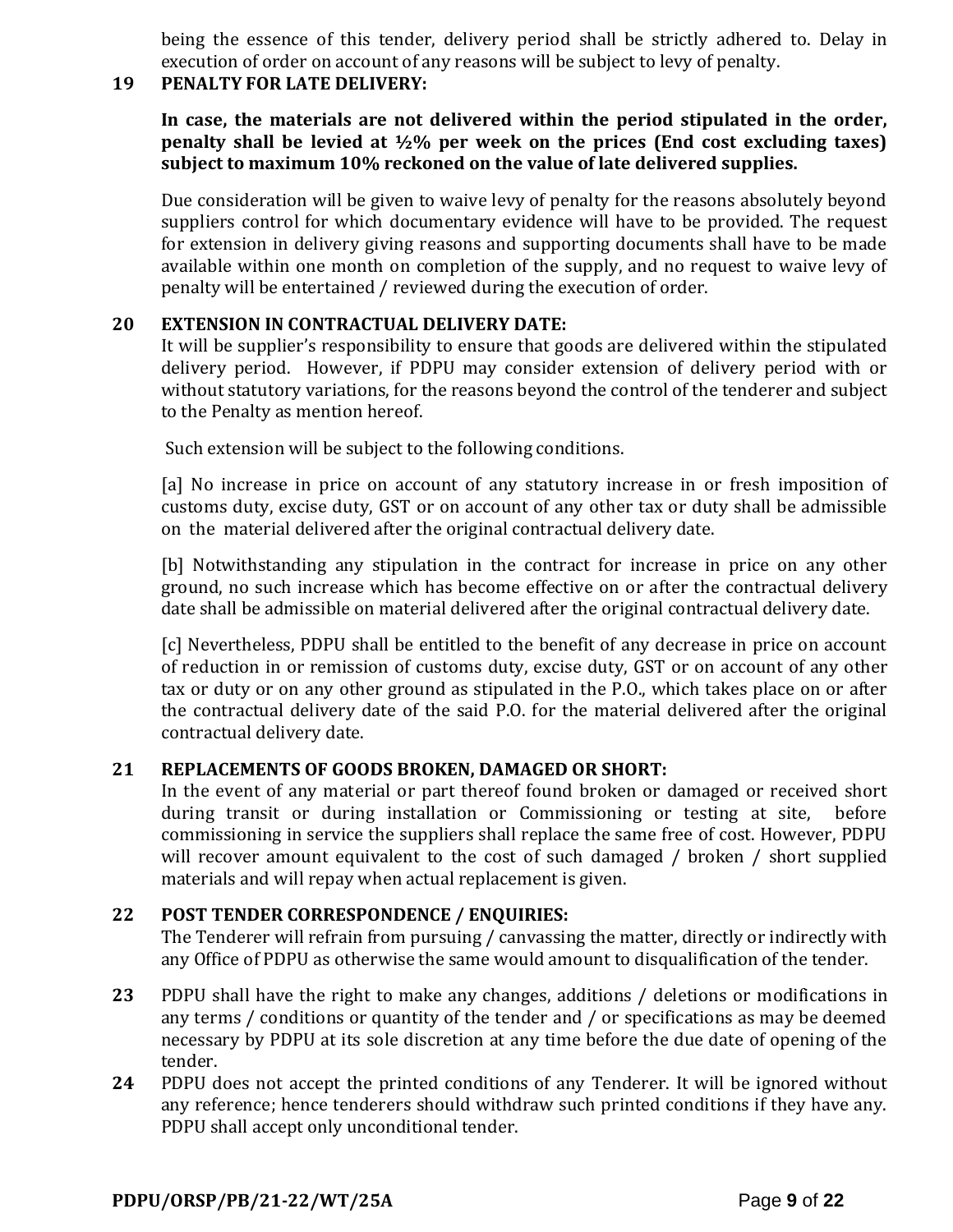being the essence of this tender, delivery period shall be strictly adhered to. Delay in execution of order on account of any reasons will be subject to levy of penalty.

**19 PENALTY FOR LATE DELIVERY:**

**In case, the materials are not delivered within the period stipulated in the order, penalty shall be levied at ½% per week on the prices (End cost excluding taxes) subject to maximum 10% reckoned on the value of late delivered supplies.**

Due consideration will be given to waive levy of penalty for the reasons absolutely beyond suppliers control for which documentary evidence will have to be provided. The request for extension in delivery giving reasons and supporting documents shall have to be made available within one month on completion of the supply, and no request to waive levy of penalty will be entertained / reviewed during the execution of order.

**20 EXTENSION IN CONTRACTUAL DELIVERY DATE:**

It will be supplier's responsibility to ensure that goods are delivered within the stipulated delivery period. However, if PDPU may consider extension of delivery period with or without statutory variations, for the reasons beyond the control of the tenderer and subject to the Penalty as mention hereof.

Such extension will be subject to the following conditions.

[a] No increase in price on account of any statutory increase in or fresh imposition of customs duty, excise duty, GST or on account of any other tax or duty shall be admissible on the material delivered after the original contractual delivery date.

[b] Notwithstanding any stipulation in the contract for increase in price on any other ground, no such increase which has become effective on or after the contractual delivery date shall be admissible on material delivered after the original contractual delivery date.

[c] Nevertheless, PDPU shall be entitled to the benefit of any decrease in price on account of reduction in or remission of customs duty, excise duty, GST or on account of any other tax or duty or on any other ground as stipulated in the P.O., which takes place on or after the contractual delivery date of the said P.O. for the material delivered after the original contractual delivery date.

**21 REPLACEMENTS OF GOODS BROKEN, DAMAGED OR SHORT:**

In the event of any material or part thereof found broken or damaged or received short during transit or during installation or Commissioning or testing at site, before commissioning in service the suppliers shall replace the same free of cost. However, PDPU will recover amount equivalent to the cost of such damaged / broken / short supplied materials and will repay when actual replacement is given.

**22 POST TENDER CORRESPONDENCE / ENQUIRIES:**

The Tenderer will refrain from pursuing / canvassing the matter, directly or indirectly with any Office of PDPU as otherwise the same would amount to disqualification of the tender.

**23** PDPU shall have the right to make any changes, additions / deletions or modifications in any terms / conditions or quantity of the tender and / or specifications as may be deemed necessary by PDPU at its sole discretion at any time before the due date of opening of the tender.

**24** PDPU does not accept the printed conditions of any Tenderer. It will be ignored without any reference; hence tenderers should withdraw such printed conditions if they have any. PDPU shall accept only unconditional tender.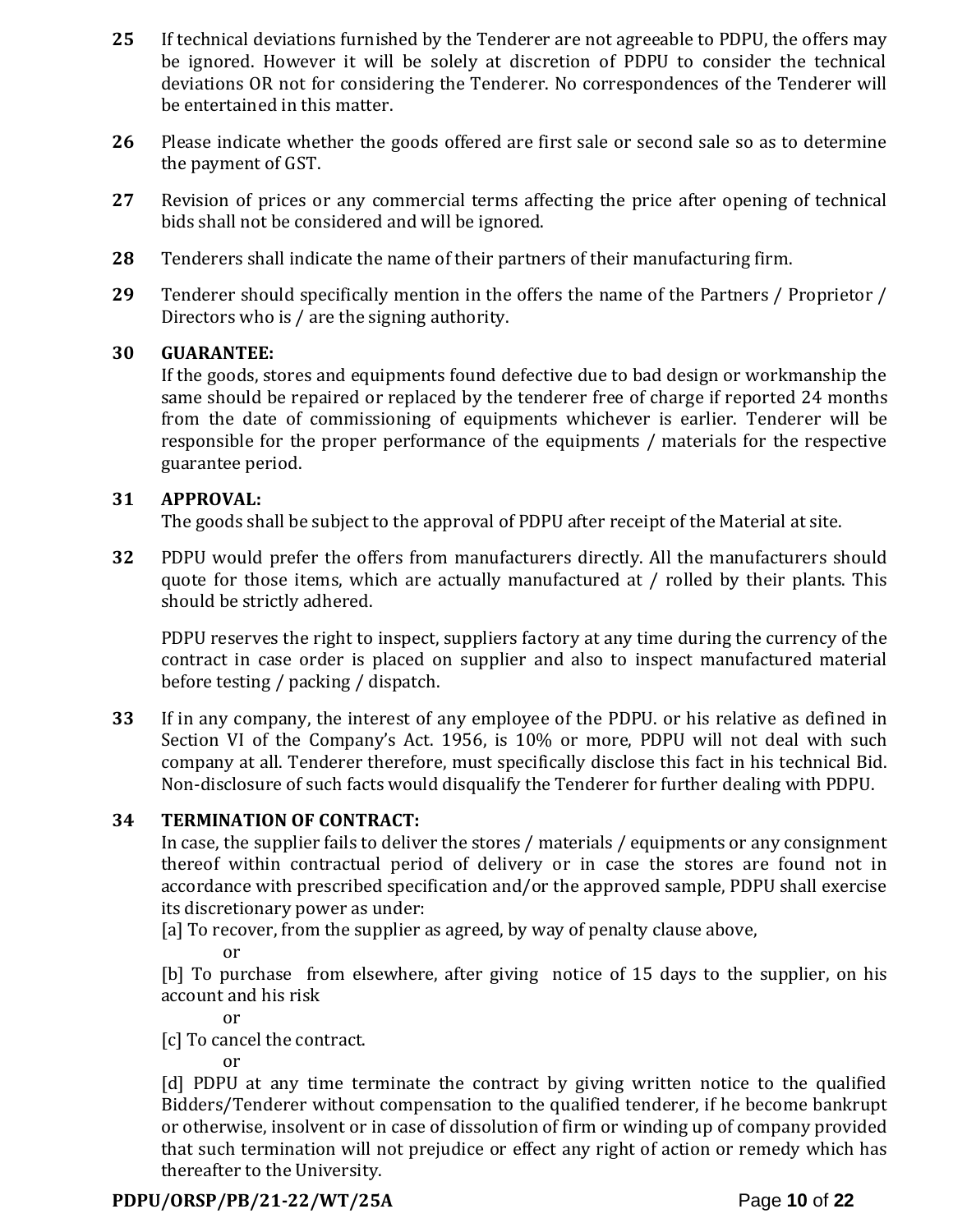**25** If technical deviations furnished by the Tenderer are not agreeable to PDPU, the offers may be ignored. However it will be solely at discretion of PDPU to consider the technical deviations OR not for considering the Tenderer. No correspondences of the Tenderer will be entertained in this matter.

**26** Please indicate whether the goods offered are first sale or second sale so as to determine the payment of GST.

**27** Revision of prices or any commercial terms affecting the price after opening of technical bids shall not be considered and will be ignored.

**28** Tenderers shall indicate the name of their partners of their manufacturing firm.

**29** Tenderer should specifically mention in the offers the name of the Partners / Proprietor / Directors who is / are the signing authority.

**30 GUARANTEE:**
If the goods, stores and equipments found defective due to bad design or workmanship the same should be repaired or replaced by the tenderer free of charge if reported 24 months from the date of commissioning of equipments whichever is earlier. Tenderer will be responsible for the proper performance of the equipments / materials for the respective guarantee period.

**31 APPROVAL:**
The goods shall be subject to the approval of PDPU after receipt of the Material at site.

**32** PDPU would prefer the offers from manufacturers directly. All the manufacturers should quote for those items, which are actually manufactured at / rolled by their plants. This should be strictly adhered.

PDPU reserves the right to inspect, suppliers factory at any time during the currency of the contract in case order is placed on supplier and also to inspect manufactured material before testing / packing / dispatch.

**33** If in any company, the interest of any employee of the PDPU. or his relative as defined in Section VI of the Company's Act. 1956, is 10% or more, PDPU will not deal with such company at all. Tenderer therefore, must specifically disclose this fact in his technical Bid. Non-disclosure of such facts would disqualify the Tenderer for further dealing with PDPU.

**34 TERMINATION OF CONTRACT:**
In case, the supplier fails to deliver the stores / materials / equipments or any consignment thereof within contractual period of delivery or in case the stores are found not in accordance with prescribed specification and/or the approved sample, PDPU shall exercise its discretionary power as under:

[a] To recover, from the supplier as agreed, by way of penalty clause above,

or

[b] To purchase from elsewhere, after giving notice of 15 days to the supplier, on his account and his risk

or

[c] To cancel the contract.

or

[d] PDPU at any time terminate the contract by giving written notice to the qualified Bidders/Tenderer without compensation to the qualified tenderer, if he become bankrupt or otherwise, insolvent or in case of dissolution of firm or winding up of company provided that such termination will not prejudice or effect any right of action or remedy which has thereafter to the University.

PDPU/ORSP/PB/21-22/WT/25A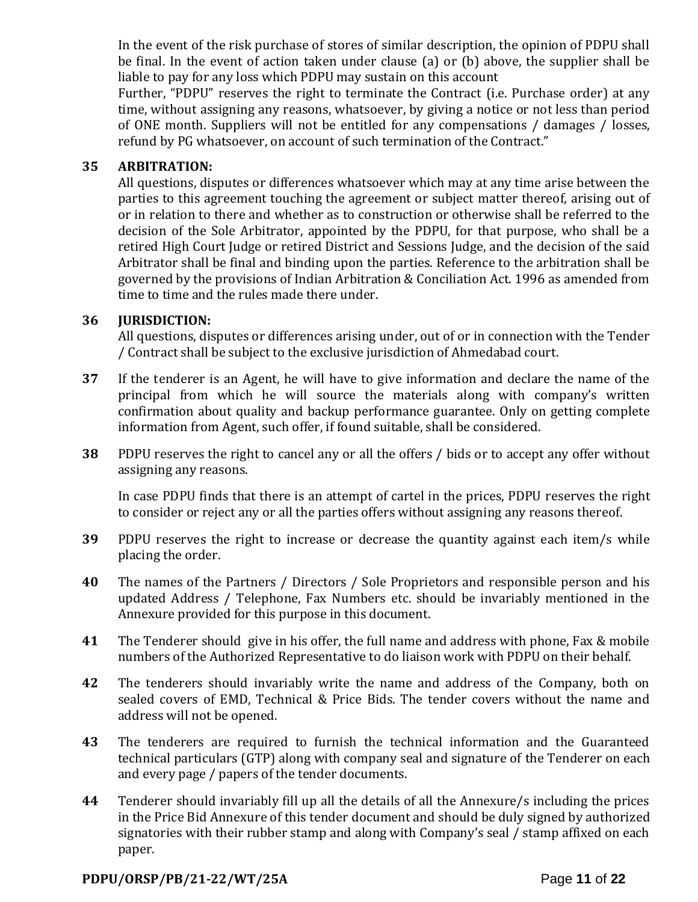In the event of the risk purchase of stores of similar description, the opinion of PDPU shall be final. In the event of action taken under clause (a) or (b) above, the supplier shall be liable to pay for any loss which PDPU may sustain on this account

Further, "PDPU" reserves the right to terminate the Contract (i.e. Purchase order) at any time, without assigning any reasons, whatsoever, by giving a notice or not less than period of ONE month. Suppliers will not be entitled for any compensations / damages / losses, refund by PG whatsoever, on account of such termination of the Contract."

**35 ARBITRATION:**

All questions, disputes or differences whatsoever which may at any time arise between the parties to this agreement touching the agreement or subject matter thereof, arising out of or in relation to there and whether as to construction or otherwise shall be referred to the decision of the Sole Arbitrator, appointed by the PDPU, for that purpose, who shall be a retired High Court Judge or retired District and Sessions Judge, and the decision of the said Arbitrator shall be final and binding upon the parties. Reference to the arbitration shall be governed by the provisions of Indian Arbitration & Conciliation Act. 1996 as amended from time to time and the rules made there under.

**36 JURISDICTION:**

All questions, disputes or differences arising under, out of or in connection with the Tender / Contract shall be subject to the exclusive jurisdiction of Ahmedabad court.

**37** If the tenderer is an Agent, he will have to give information and declare the name of the principal from which he will source the materials along with company's written confirmation about quality and backup performance guarantee. Only on getting complete information from Agent, such offer, if found suitable, shall be considered.

**38** PDPU reserves the right to cancel any or all the offers / bids or to accept any offer without assigning any reasons.

In case PDPU finds that there is an attempt of cartel in the prices, PDPU reserves the right to consider or reject any or all the parties offers without assigning any reasons thereof.

**39** PDPU reserves the right to increase or decrease the quantity against each item/s while placing the order.

**40** The names of the Partners / Directors / Sole Proprietors and responsible person and his updated Address / Telephone, Fax Numbers etc. should be invariably mentioned in the Annexure provided for this purpose in this document.

**41** The Tenderer should give in his offer, the full name and address with phone, Fax & mobile numbers of the Authorized Representative to do liaison work with PDPU on their behalf.

**42** The tenderers should invariably write the name and address of the Company, both on sealed covers of EMD, Technical & Price Bids. The tender covers without the name and address will not be opened.

**43** The tenderers are required to furnish the technical information and the Guaranteed technical particulars (GTP) along with company seal and signature of the Tenderer on each and every page / papers of the tender documents.

**44** Tenderer should invariably fill up all the details of all the Annexure/s including the prices in the Price Bid Annexure of this tender document and should be duly signed by authorized signatories with their rubber stamp and along with Company's seal / stamp affixed on each paper.

**PDPU/ORSP/PB/21-22/WT/25A**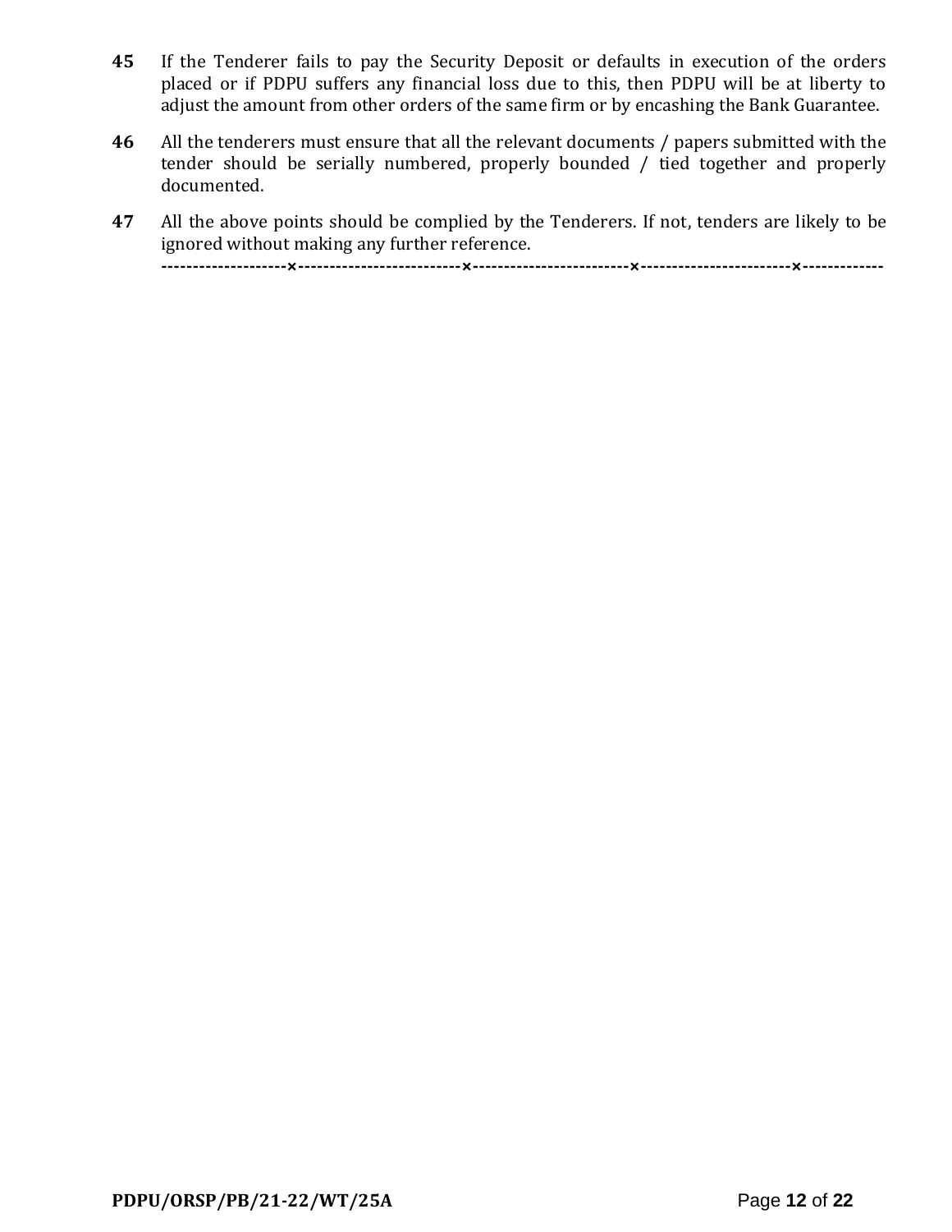**45** If the Tenderer fails to pay the Security Deposit or defaults in execution of the orders placed or if PDPU suffers any financial loss due to this, then PDPU will be at liberty to adjust the amount from other orders of the same firm or by encashing the Bank Guarantee.

**46** All the tenderers must ensure that all the relevant documents / papers submitted with the tender should be serially numbered, properly bounded / tied together and properly documented.

**47** All the above points should be complied by the Tenderers. If not, tenders are likely to be ignored without making any further reference.

**-------------------×-------------------------×------------------------×-----------------------×-------------**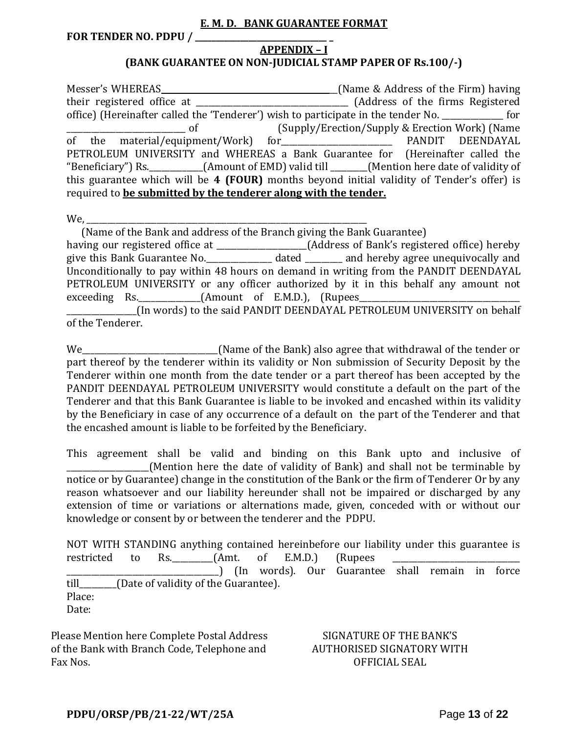**E. M. D. BANK GUARANTEE FORMAT**

**FOR TENDER NO. PDPU / ________________________________ _**

**APPENDIX – I**

**(BANK GUARANTEE ON NON-JUDICIAL STAMP PAPER OF Rs.100/-)**

Messer's WHEREAS_____________________________________________(Name & Address of the Firm) having their registered office at ______________________________________ (Address of the firms Registered office) (Hereinafter called the 'Tenderer') wish to participate in the tender No. _______________ for ______________________________ of (Supply/Erection/Supply & Erection Work) (Name of the material/equipment/Work) for____________________________ PANDIT DEENDAYAL PETROLEUM UNIVERSITY and WHEREAS a Bank Guarantee for (Hereinafter called the "Beneficiary") Rs.______________(Amount of EMD) valid till _________(Mention here date of validity of this guarantee which will be **4 (FOUR)** months beyond initial validity of Tender's offer) is required to **be submitted by the tenderer along with the tender.**

We, ___________________________________________________________________________

(Name of the Bank and address of the Branch giving the Bank Guarantee)

having our registered office at ______________________(Address of Bank's registered office) hereby give this Bank Guarantee No.________________ dated _________ and hereby agree unequivocally and Unconditionally to pay within 48 hours on demand in writing from the PANDIT DEENDAYAL PETROLEUM UNIVERSITY or any officer authorized by it in this behalf any amount not exceeding Rs._______________(Amount of E.M.D.), (Rupees_________________________________________ _________________(In words) to the said PANDIT DEENDAYAL PETROLEUM UNIVERSITY on behalf of the Tenderer.

We__________________________________(Name of the Bank) also agree that withdrawal of the tender or part thereof by the tenderer within its validity or Non submission of Security Deposit by the Tenderer within one month from the date tender or a part thereof has been accepted by the PANDIT DEENDAYAL PETROLEUM UNIVERSITY would constitute a default on the part of the Tenderer and that this Bank Guarantee is liable to be invoked and encashed within its validity by the Beneficiary in case of any occurrence of a default on the part of the Tenderer and that the encashed amount is liable to be forfeited by the Beneficiary.

This agreement shall be valid and binding on this Bank upto and inclusive of ___________________(Mention here the date of validity of Bank) and shall not be terminable by notice or by Guarantee) change in the constitution of the Bank or the firm of Tenderer Or by any reason whatsoever and our liability hereunder shall not be impaired or discharged by any extension of time or variations or alternations made, given, conceded with or without our knowledge or consent by or between the tenderer and the PDPU.

NOT WITH STANDING anything contained hereinbefore our liability under this guarantee is restricted to Rs.__________(Amt. of E.M.D.) (Rupees _______________________________ ______________________________________) (In words). Our Guarantee shall remain in force till_________(Date of validity of the Guarantee).

Place:

Date:

Please Mention here Complete Postal Address of the Bank with Branch Code, Telephone and Fax Nos.

SIGNATURE OF THE BANK'S AUTHORISED SIGNATORY WITH OFFICIAL SEAL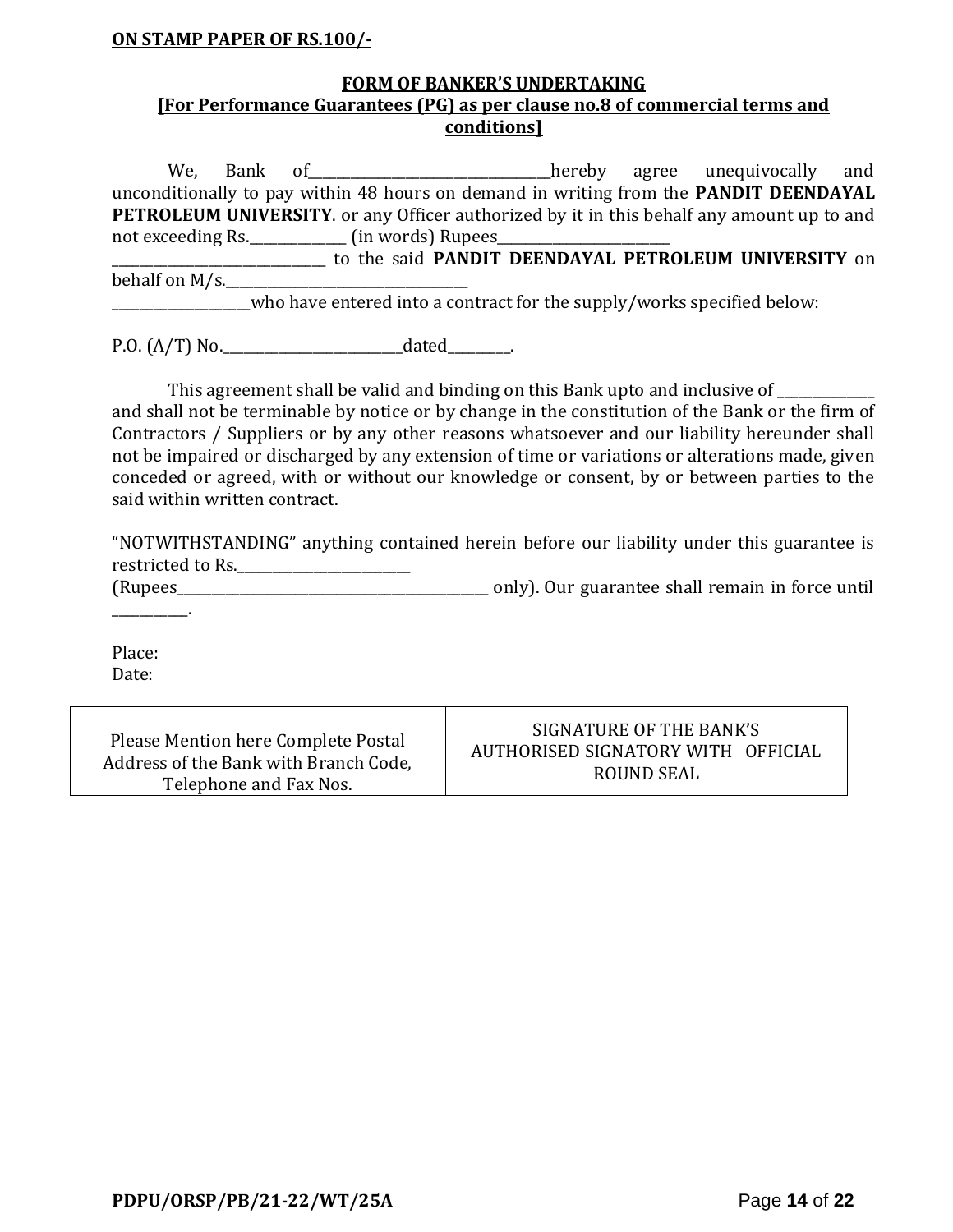**ON STAMP PAPER OF RS.100/-**

**FORM OF BANKER'S UNDERTAKING**
**[For Performance Guarantees (PG) as per clause no.8 of commercial terms and conditions]**

We, Bank of____________________________________hereby agree unequivocally and unconditionally to pay within 48 hours on demand in writing from the **PANDIT DEENDAYAL PETROLEUM UNIVERSITY**. or any Officer authorized by it in this behalf any amount up to and not exceeding Rs.______________ (in words) Rupees_________________________ ________________________________ to the said **PANDIT DEENDAYAL PETROLEUM UNIVERSITY** on behalf on M/s.______________________________________ ____________________who have entered into a contract for the supply/works specified below:

P.O. (A/T) No.___________________________dated_________.

This agreement shall be valid and binding on this Bank upto and inclusive of ______________ and shall not be terminable by notice or by change in the constitution of the Bank or the firm of Contractors / Suppliers or by any other reasons whatsoever and our liability hereunder shall not be impaired or discharged by any extension of time or variations or alterations made, given conceded or agreed, with or without our knowledge or consent, by or between parties to the said within written contract.

"NOTWITHSTANDING" anything contained herein before our liability under this guarantee is restricted to Rs.__________________________ (Rupees_______________________________________________ only). Our guarantee shall remain in force until ___________.

Place:
Date:

| Please Mention here Complete Postal Address of the Bank with Branch Code, Telephone and Fax Nos. | SIGNATURE OF THE BANK'S AUTHORISED SIGNATORY WITH OFFICIAL ROUND SEAL |
|---|---|

PDPU/ORSP/PB/21-22/WT/25A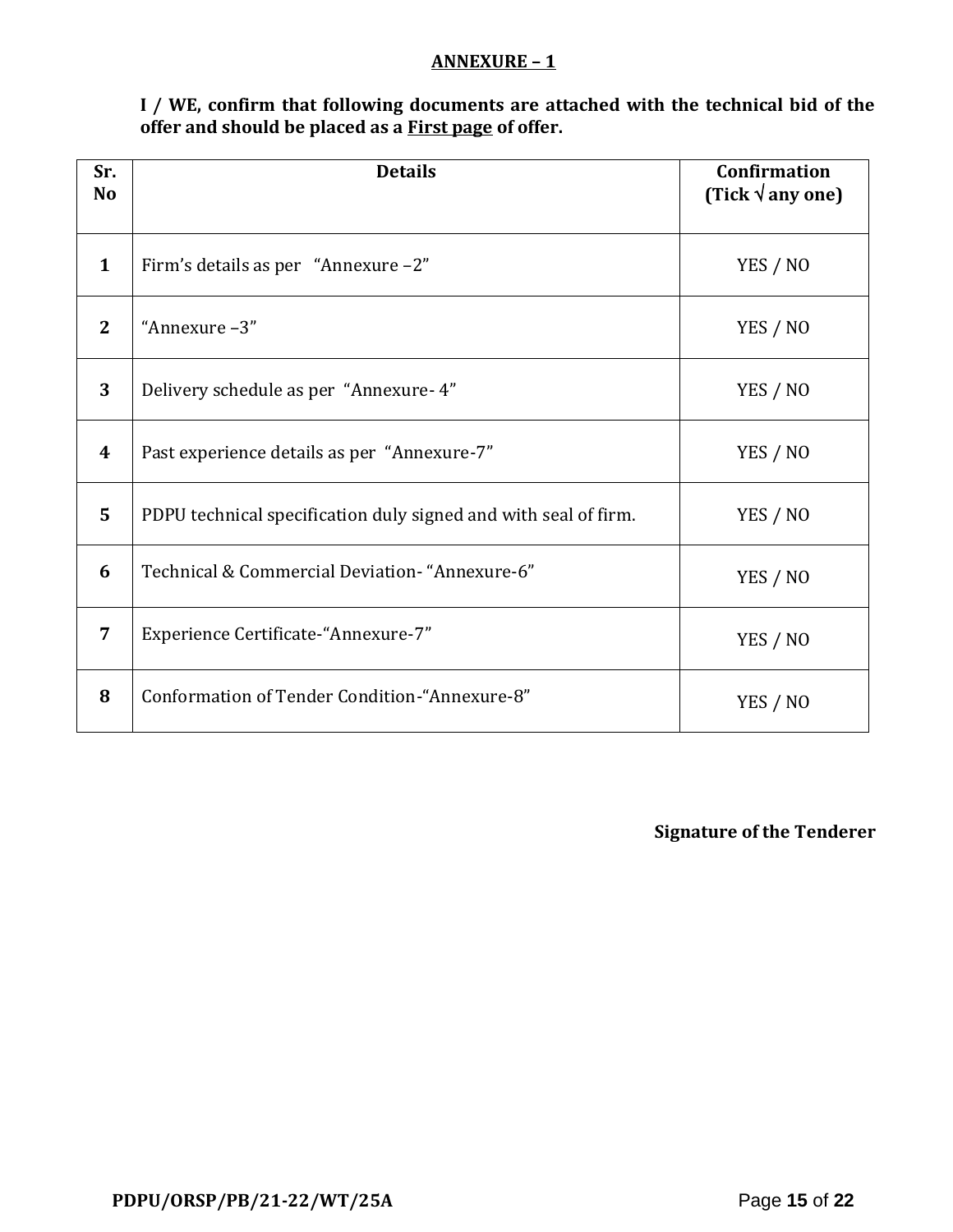# ANNEXURE – 1

**I / WE, confirm that following documents are attached with the technical bid of the offer and should be placed as a First page of offer.**

| Sr. No | Details | Confirmation (Tick √ any one) |
|---|---|---|
| 1 | Firm's details as per "Annexure –2" | YES / NO |
| 2 | "Annexure –3" | YES / NO |
| 3 | Delivery schedule as per "Annexure- 4" | YES / NO |
| 4 | Past experience details as per "Annexure-7" | YES / NO |
| 5 | PDPU technical specification duly signed and with seal of firm. | YES / NO |
| 6 | Technical & Commercial Deviation- "Annexure-6" | YES / NO |
| 7 | Experience Certificate-"Annexure-7" | YES / NO |
| 8 | Conformation of Tender Condition-"Annexure-8" | YES / NO |

**Signature of the Tenderer**

**PDPU/ORSP/PB/21-22/WT/25A**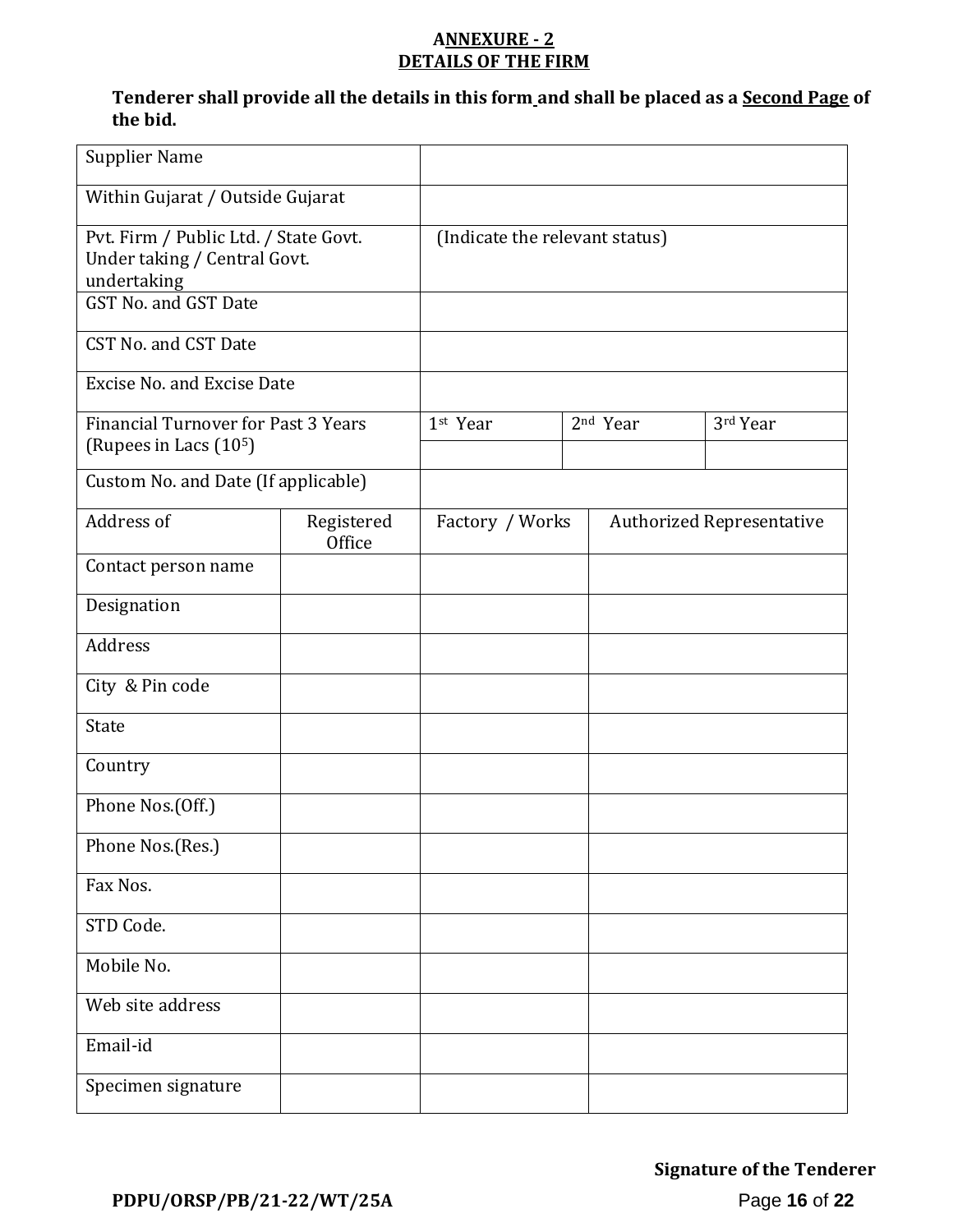## ANNEXURE - 2
## DETAILS OF THE FIRM

**Tenderer shall provide all the details in this form and shall be placed as a Second Page of the bid.**

| | | | | |
|---|---|---|---|---|
| Supplier Name | | | | |
| Within Gujarat / Outside Gujarat | | | | |
| Pvt. Firm / Public Ltd. / State Govt. Under taking / Central Govt. undertaking | | (Indicate the relevant status) | | |
| GST No. and GST Date | | | | |
| CST No. and CST Date | | | | |
| Excise No. and Excise Date | | | | |
| Financial Turnover for Past 3 Years (Rupees in Lacs ($10^5$)) | | 1st Year | 2nd Year | 3rd Year |
| | | | | |
| Custom No. and Date (If applicable) | | | | |
| Address of | Registered Office | Factory / Works | Authorized Representative | |
| Contact person name | | | | |
| Designation | | | | |
| Address | | | | |
| City & Pin code | | | | |
| State | | | | |
| Country | | | | |
| Phone Nos.(Off.) | | | | |
| Phone Nos.(Res.) | | | | |
| Fax Nos. | | | | |
| STD Code. | | | | |
| Mobile No. | | | | |
| Web site address | | | | |
| Email-id | | | | |
| Specimen signature | | | | |

**Signature of the Tenderer**

**PDPU/ORSP/PB/21-22/WT/25A**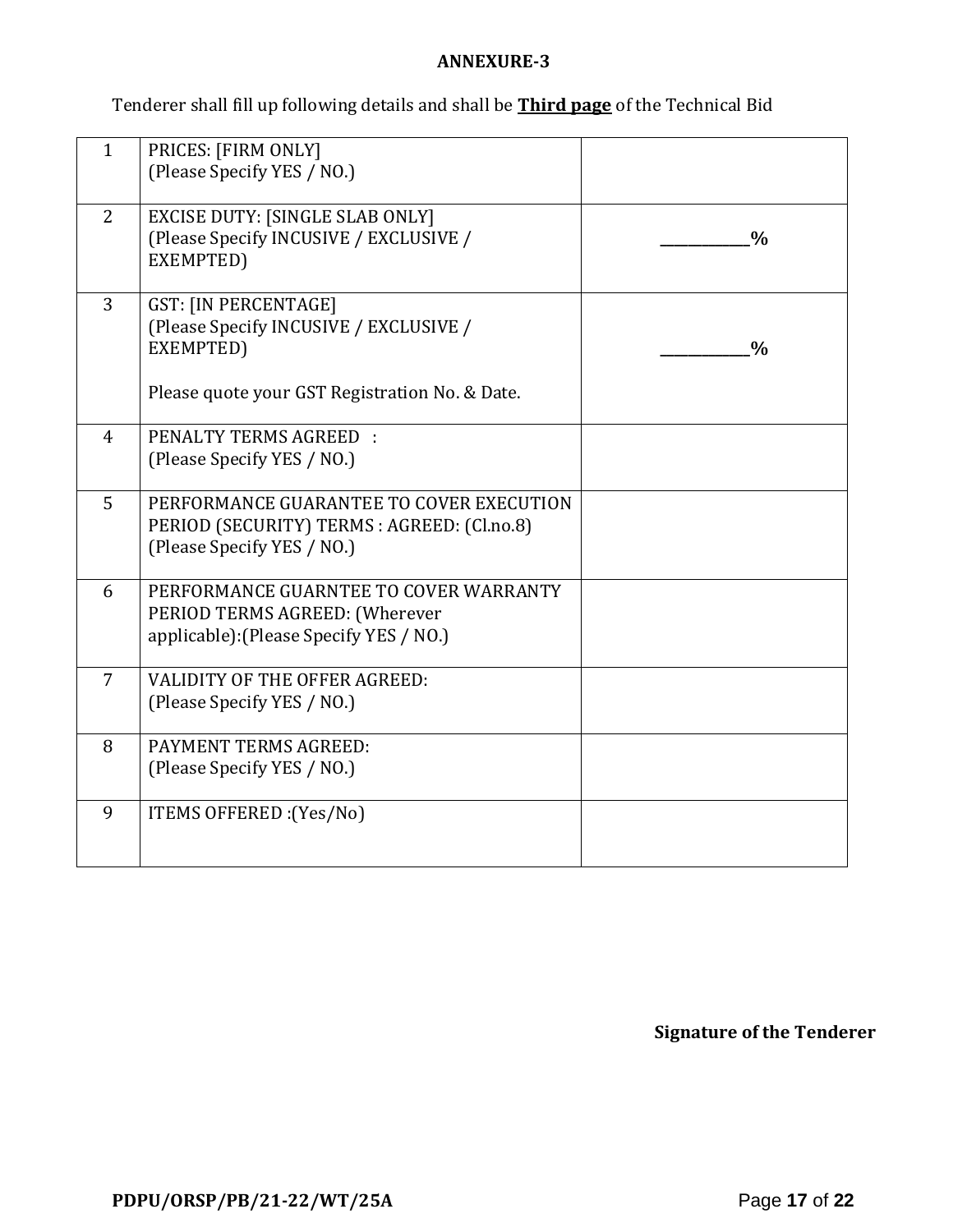**ANNEXURE-3**

Tenderer shall fill up following details and shall be **Third page** of the Technical Bid

| | | |
|---|---|---|
| 1 | PRICES: [FIRM ONLY]<br>(Please Specify YES / NO.) | |
| 2 | EXCISE DUTY: [SINGLE SLAB ONLY]<br>(Please Specify INCUSIVE / EXCLUSIVE / EXEMPTED) | ___________% |
| 3 | GST: [IN PERCENTAGE]<br>(Please Specify INCUSIVE / EXCLUSIVE / EXEMPTED)<br><br>Please quote your GST Registration No. & Date. | ___________% |
| 4 | PENALTY TERMS AGREED :<br>(Please Specify YES / NO.) | |
| 5 | PERFORMANCE GUARANTEE TO COVER EXECUTION PERIOD (SECURITY) TERMS : AGREED: (Cl.no.8)<br>(Please Specify YES / NO.) | |
| 6 | PERFORMANCE GUARNTEE TO COVER WARRANTY PERIOD TERMS AGREED: (Wherever applicable):(Please Specify YES / NO.) | |
| 7 | VALIDITY OF THE OFFER AGREED:<br>(Please Specify YES / NO.) | |
| 8 | PAYMENT TERMS AGREED:<br>(Please Specify YES / NO.) | |
| 9 | ITEMS OFFERED :(Yes/No) | |

**Signature of the Tenderer**

**PDPU/ORSP/PB/21-22/WT/25A**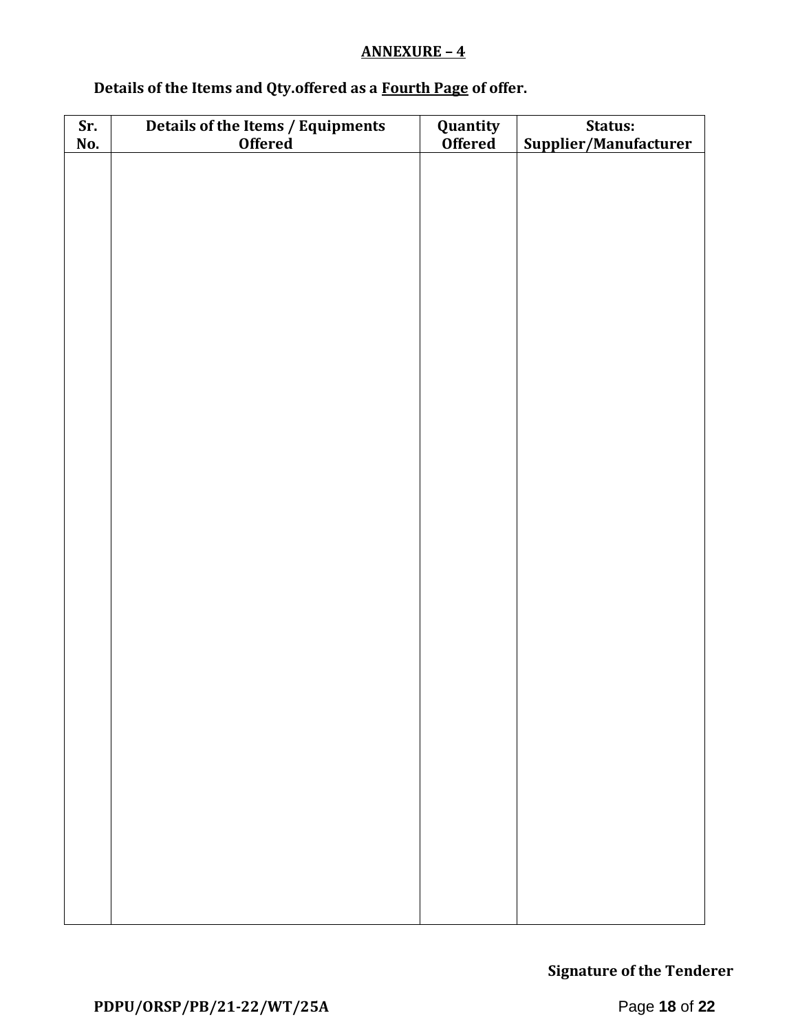**ANNEXURE – 4**

**Details of the Items and Qty.offered as a Fourth Page of offer.**

| Sr. No. | Details of the Items / Equipments Offered | Quantity Offered | Status: Supplier/Manufacturer |
|---|---|---|---|
| | | | |

**Signature of the Tenderer**

**PDPU/ORSP/PB/21-22/WT/25A**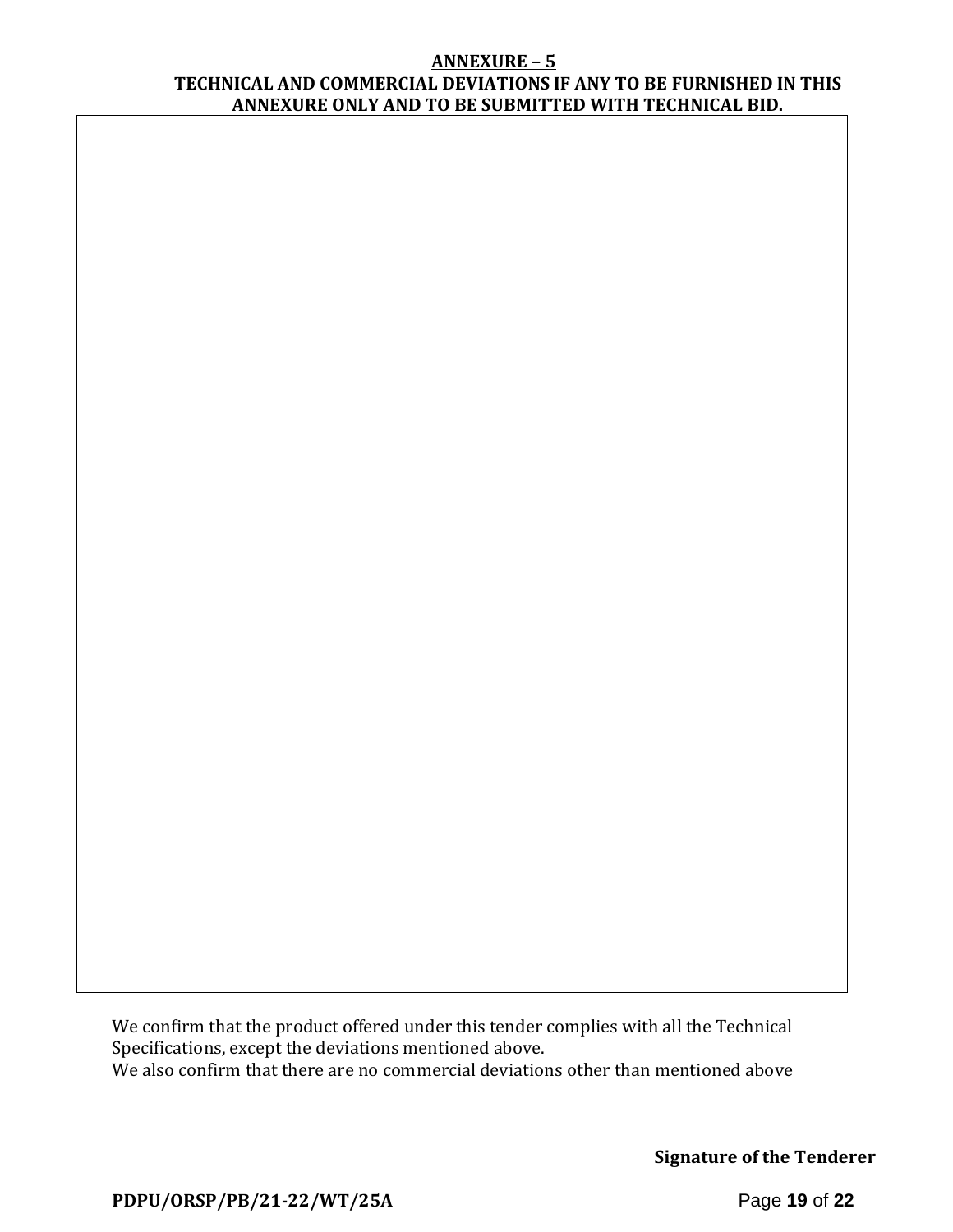## ANNEXURE – 5

**TECHNICAL AND COMMERCIAL DEVIATIONS IF ANY TO BE FURNISHED IN THIS ANNEXURE ONLY AND TO BE SUBMITTED WITH TECHNICAL BID.**

| |
|---|
| |

We confirm that the product offered under this tender complies with all the Technical Specifications, except the deviations mentioned above.
We also confirm that there are no commercial deviations other than mentioned above

**Signature of the Tenderer**

**PDPU/ORSP/PB/21-22/WT/25A**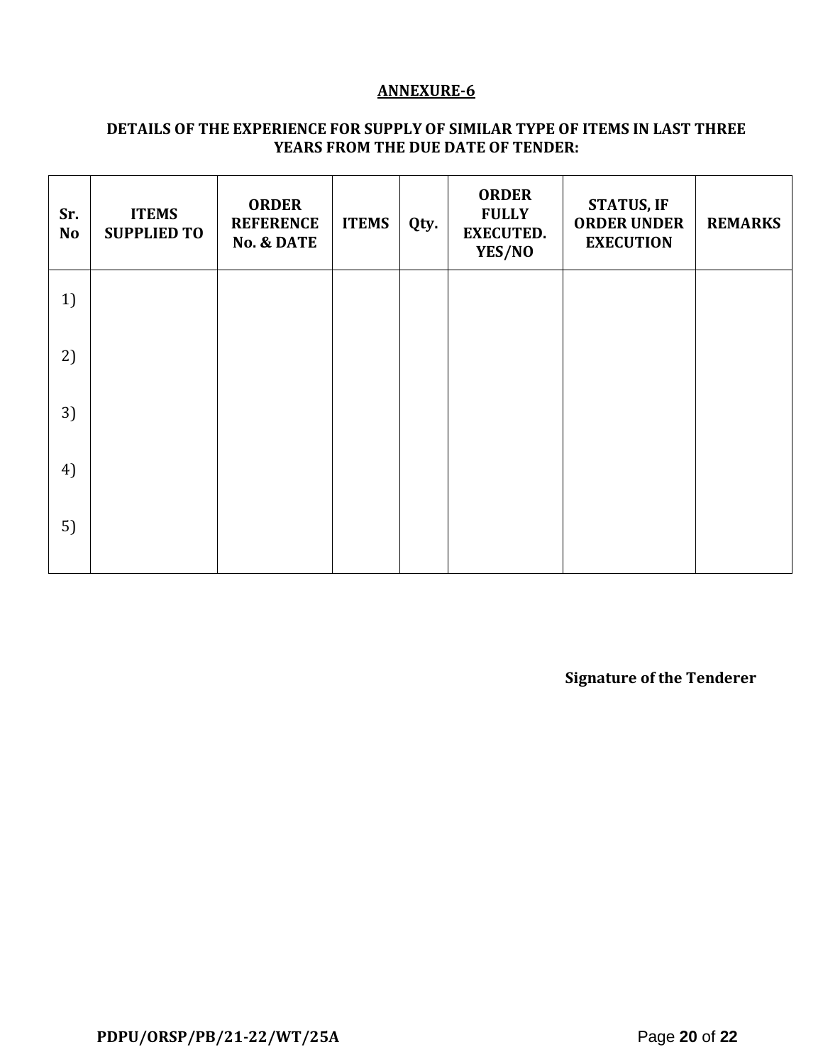**ANNEXURE-6**

**DETAILS OF THE EXPERIENCE FOR SUPPLY OF SIMILAR TYPE OF ITEMS IN LAST THREE YEARS FROM THE DUE DATE OF TENDER:**

| Sr. No | ITEMS SUPPLIED TO | ORDER REFERENCE No. & DATE | ITEMS | Qty. | ORDER FULLY EXECUTED. YES/NO | STATUS, IF ORDER UNDER EXECUTION | REMARKS |
|---|---|---|---|---|---|---|---|
| 1) | | | | | | | |
| 2) | | | | | | | |
| 3) | | | | | | | |
| 4) | | | | | | | |
| 5) | | | | | | | |

**Signature of the Tenderer**

**PDPU/ORSP/PB/21-22/WT/25A**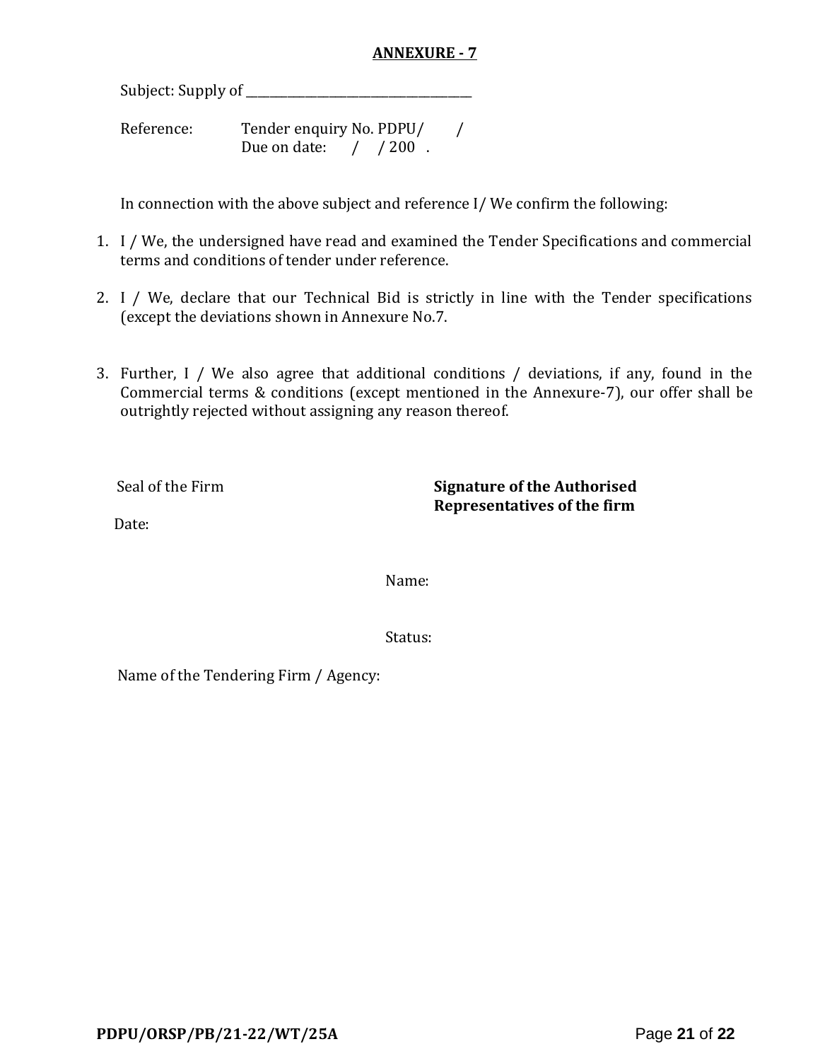**ANNEXURE - 7**

Subject: Supply of ______________________________________

Reference: Tender enquiry No. PDPU/ /
Due on date: / / 200 .

In connection with the above subject and reference I/ We confirm the following:

1. I / We, the undersigned have read and examined the Tender Specifications and commercial terms and conditions of tender under reference.

2. I / We, declare that our Technical Bid is strictly in line with the Tender specifications (except the deviations shown in Annexure No.7.

3. Further, I / We also agree that additional conditions / deviations, if any, found in the Commercial terms & conditions (except mentioned in the Annexure-7), our offer shall be outrightly rejected without assigning any reason thereof.

Seal of the Firm

Date:

**Signature of the Authorised Representatives of the firm**

Name:

Status:

Name of the Tendering Firm / Agency:

**PDPU/ORSP/PB/21-22/WT/25A**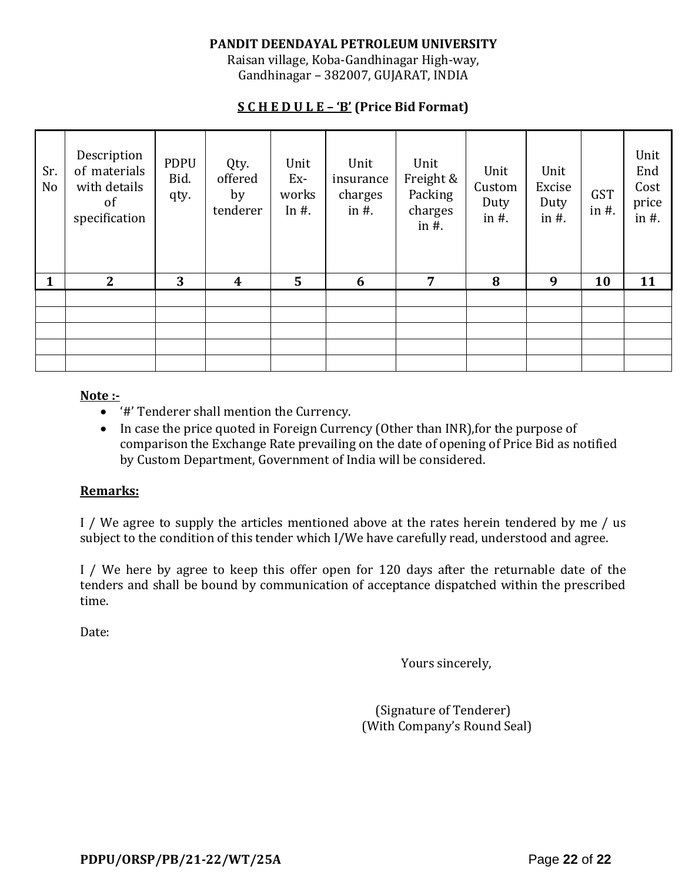**PANDIT DEENDAYAL PETROLEUM UNIVERSITY**
Raisan village, Koba-Gandhinagar High-way,
Gandhinagar – 382007, GUJARAT, INDIA

**S C H E D U L E – 'B' (Price Bid Format)**

| Sr. No | Description of materials with details of specification | PDPU Bid. qty. | Qty. offered by tenderer | Unit Ex-works In #. | Unit insurance charges in #. | Unit Freight & Packing charges in #. | Unit Custom Duty in #. | Unit Excise Duty in #. | GST in #. | Unit End Cost price in #. |
|---|---|---|---|---|---|---|---|---|---|---|
| **1** | **2** | **3** | **4** | **5** | **6** | **7** | **8** | **9** | **10** | **11** |
| | | | | | | | | | | |
| | | | | | | | | | | |
| | | | | | | | | | | |
| | | | | | | | | | | |
| | | | | | | | | | | |

**Note :-**

- '#' Tenderer shall mention the Currency.
- In case the price quoted in Foreign Currency (Other than INR),for the purpose of comparison the Exchange Rate prevailing on the date of opening of Price Bid as notified by Custom Department, Government of India will be considered.

**Remarks:**

I / We agree to supply the articles mentioned above at the rates herein tendered by me / us subject to the condition of this tender which I/We have carefully read, understood and agree.

I / We here by agree to keep this offer open for 120 days after the returnable date of the tenders and shall be bound by communication of acceptance dispatched within the prescribed time.

Date:

Yours sincerely,

(Signature of Tenderer)
(With Company's Round Seal)

**PDPU/ORSP/PB/21-22/WT/25A**